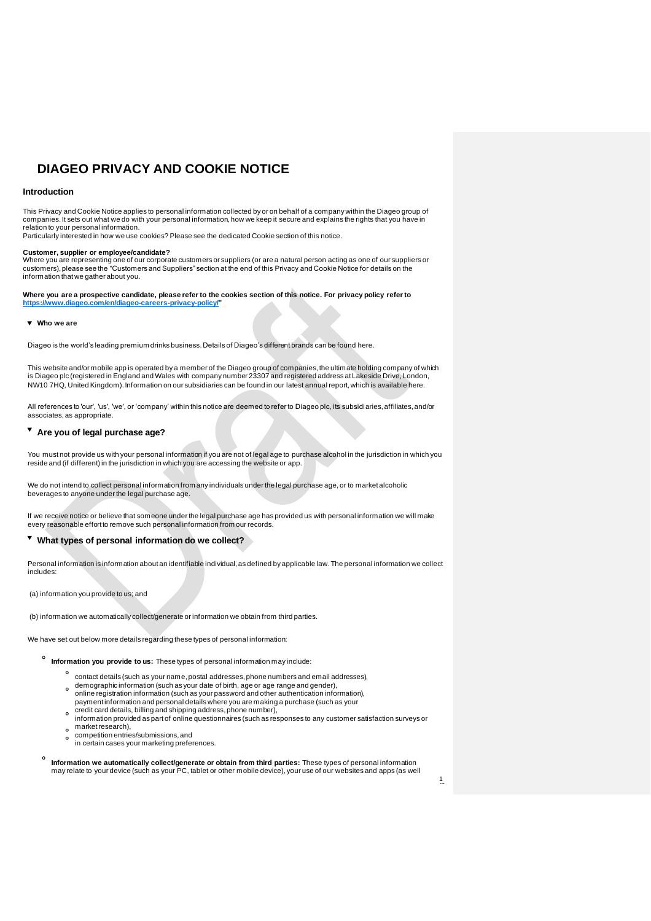# DIAGEO PRIVACY AND COOKIE NOTICE

## Introduction

This Privacy and Cookie Notice applies to personal information collected by or on behalf of a company within the Diageo group of companies. It sets out what we do with your personal information, how we keep it secure and explains the rights that you have in relation to your personal information.
Particularly interested in how we use cookies? Please see the dedicated Cookie section of this notice.

**Customer, supplier or employee/candidate?**
Where you are representing one of our corporate customers or suppliers (or are a natural person acting as one of our suppliers or customers), please see the "Customers and Suppliers" section at the end of this Privacy and Cookie Notice for details on the information that we gather about you.

**Where you are a prospective candidate, please refer to the cookies section of this notice. For privacy policy refer to https://www.diageo.com/en/diageo-careers-privacy-policy/"**

### ▼ Who we are

Diageo is the world's leading premium drinks business. Details of Diageo's different brands can be found here.

This website and/or mobile app is operated by a member of the Diageo group of companies, the ultimate holding company of which is Diageo plc (registered in England and Wales with company number 23307 and registered address at Lakeside Drive, London, NW10 7HQ, United Kingdom). Information on our subsidiaries can be found in our latest annual report, which is available here.

All references to 'our', 'us', 'we', or 'company' within this notice are deemed to refer to Diageo plc, its subsidiaries, affiliates, and/or associates, as appropriate.

### ▼ Are you of legal purchase age?

You must not provide us with your personal information if you are not of legal age to purchase alcohol in the jurisdiction in which you reside and (if different) in the jurisdiction in which you are accessing the website or app.

We do not intend to collect personal information from any individuals under the legal purchase age, or to market alcoholic beverages to anyone under the legal purchase age.

If we receive notice or believe that someone under the legal purchase age has provided us with personal information we will make every reasonable effort to remove such personal information from our records.

### ▼ What types of personal information do we collect?

Personal information is information about an identifiable individual, as defined by applicable law. The personal information we collect includes:

(a) information you provide to us; and

(b) information we automatically collect/generate or information we obtain from third parties.

We have set out below more details regarding these types of personal information:

- **Information you provide to us:** These types of personal information may include:
  - contact details (such as your name, postal addresses, phone numbers and email addresses),
  - demographic information (such as your date of birth, age or age range and gender),
  - online registration information (such as your password and other authentication information),
  - payment information and personal details where you are making a purchase (such as your credit card details, billing and shipping address, phone number),
  - information provided as part of online questionnaires (such as responses to any customer satisfaction surveys or market research),
  - competition entries/submissions, and
  - in certain cases your marketing preferences.

- **Information we automatically collect/generate or obtain from third parties:** These types of personal information may relate to your device (such as your PC, tablet or other mobile device), your use of our websites and apps (as well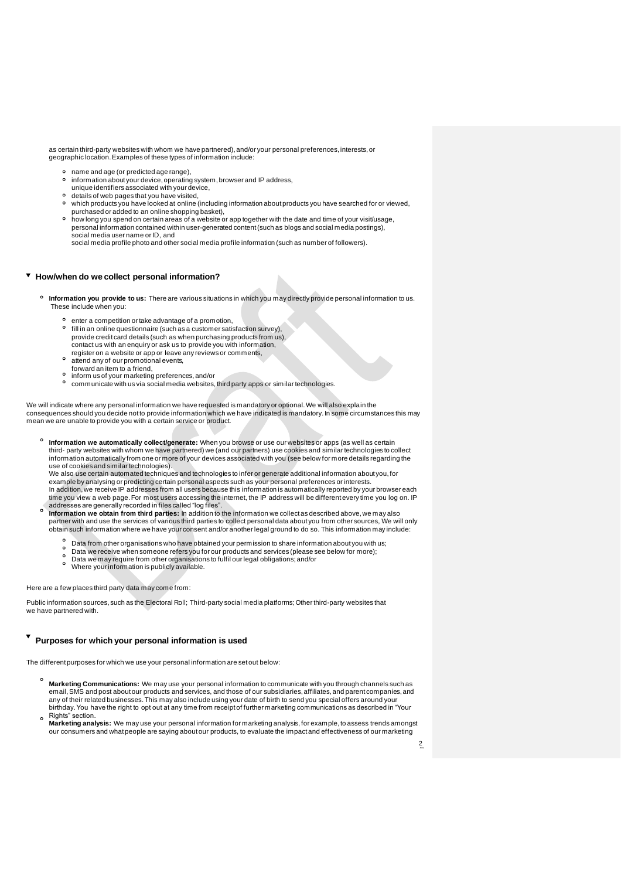as certain third-party websites with whom we have partnered), and/or your personal preferences, interests, or geographic location. Examples of these types of information include:

- name and age (or predicted age range),
- information about your device, operating system, browser and IP address, unique identifiers associated with your device,
- details of web pages that you have visited,
- which products you have looked at online (including information about products you have searched for or viewed, purchased or added to an online shopping basket),
- how long you spend on certain areas of a website or app together with the date and time of your visit/usage, personal information contained within user-generated content (such as blogs and social media postings), social media user name or ID, and social media profile photo and other social media profile information (such as number of followers).

## How/when do we collect personal information?

- **Information you provide to us:** There are various situations in which you may directly provide personal information to us. These include when you:
  - enter a competition or take advantage of a promotion,
  - fill in an online questionnaire (such as a customer satisfaction survey), provide credit card details (such as when purchasing products from us), contact us with an enquiry or ask us to provide you with information, register on a website or app or leave any reviews or comments,
  - attend any of our promotional events, forward an item to a friend,
  - inform us of your marketing preferences, and/or
  - communicate with us via social media websites, third party apps or similar technologies.

We will indicate where any personal information we have requested is mandatory or optional. We will also explain the consequences should you decide not to provide information which we have indicated is mandatory. In some circumstances this may mean we are unable to provide you with a certain service or product.

- **Information we automatically collect/generate:** When you browse or use our websites or apps (as well as certain third- party websites with whom we have partnered) we (and our partners) use cookies and similar technologies to collect information automatically from one or more of your devices associated with you (see below for more details regarding the use of cookies and similar technologies).
  We also use certain automated techniques and technologies to infer or generate additional information about you, for example by analysing or predicting certain personal aspects such as your personal preferences or interests.
  In addition, we receive IP addresses from all users because this information is automatically reported by your browser each time you view a web page. For most users accessing the internet, the IP address will be different every time you log on. IP addresses are generally recorded in files called "log files".
- **Information we obtain from third parties:** In addition to the information we collect as described above, we may also partner with and use the services of various third parties to collect personal data about you from other sources, We will only obtain such information where we have your consent and/or another legal ground to do so. This information may include:
  - Data from other organisations who have obtained your permission to share information about you with us;
  - Data we receive when someone refers you for our products and services (please see below for more);
  - Data we may require from other organisations to fulfil our legal obligations; and/or
  - Where your information is publicly available.

Here are a few places third party data may come from:

Public information sources, such as the Electoral Roll; Third-party social media platforms; Other third-party websites that we have partnered with.

## Purposes for which your personal information is used

The different purposes for which we use your personal information are set out below:

- **Marketing Communications:** We may use your personal information to communicate with you through channels such as email, SMS and post about our products and services, and those of our subsidiaries, affiliates, and parent companies, and any of their related businesses. This may also include using your date of birth to send you special offers around your birthday. You have the right to opt out at any time from receipt of further marketing communications as described in "Your Rights" section.
- **Marketing analysis:** We may use your personal information for marketing analysis, for example, to assess trends amongst our consumers and what people are saying about our products, to evaluate the impact and effectiveness of our marketing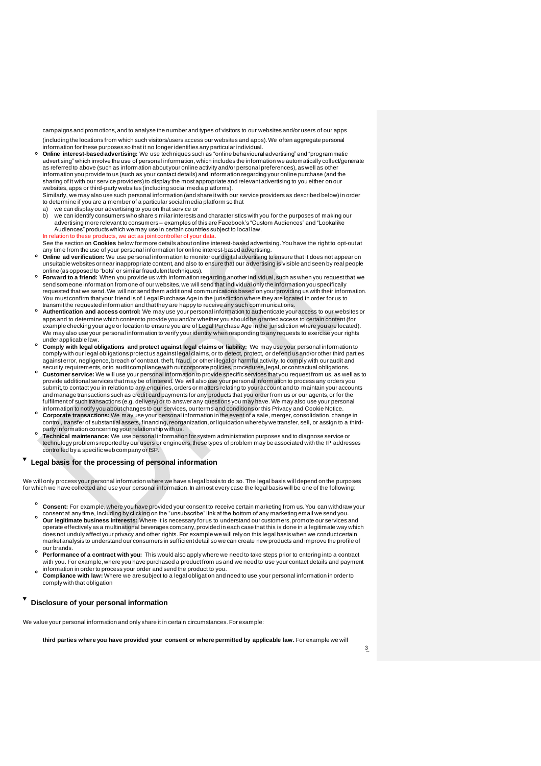campaigns and promotions, and to analyse the number and types of visitors to our websites and/or users of our apps (including the locations from which such visitors/users access our websites and apps). We often aggregate personal information for these purposes so that it no longer identifies any particular individual.

- **Online interest-based advertising:** We use techniques such as "online behavioural advertising" and "programmatic advertising" which involve the use of personal information, which includes the information we automatically collect/generate as referred to above (such as information about your online activity and/or personal preferences), as well as other information you provide to us (such as your contact details) and information regarding your online purchase (and the sharing of it with our service providers) to display the most appropriate and relevant advertising to you either on our websites, apps or third-party websites (including social media platforms).
  Similarly, we may also use such personal information (and share it with our service providers as described below) in order to determine if you are a member of a particular social media platform so that
  a) we can display our advertising to you on that service or
  b) we can identify consumers who share similar interests and characteristics with you for the purposes of making our advertising more relevant to consumers – examples of this are Facebook's "Custom Audiences" and "Lookalike Audiences" products which we may use in certain countries subject to local law.
  In relation to these products, we act as joint controller of your data.
  See the section on **Cookies** below for more details about online interest-based advertising. You have the right to opt-out at any time from the use of your personal information for online interest-based advertising.
- **Online ad verification:** We use personal information to monitor our digital advertising to ensure that it does not appear on unsuitable websites or near inappropriate content, and also to ensure that our advertising is visible and seen by real people online (as opposed to 'bots' or similar fraudulent techniques).
- **Forward to a friend:** When you provide us with information regarding another individual, such as when you request that we send someone information from one of our websites, we will send that individual only the information you specifically requested that we send. We will not send them additional communications based on your providing us with their information. You must confirm that your friend is of Legal Purchase Age in the jurisdiction where they are located in order for us to transmit the requested information and that they are happy to receive any such communications.
- **Authentication and access control:** We may use your personal information to authenticate your access to our websites or apps and to determine which content to provide you and/or whether you should be granted access to certain content (for example checking your age or location to ensure you are of Legal Purchase Age in the jurisdiction where you are located). We may also use your personal information to verify your identity when responding to any requests to exercise your rights under applicable law.
- **Comply with legal obligations and protect against legal claims or liability:** We may use your personal information to comply with our legal obligations protect us against legal claims, or to detect, protect, or defend us and/or other third parties against error, negligence, breach of contract, theft, fraud, or other illegal or harmful activity, to comply with our audit and security requirements, or to audit compliance with our corporate policies, procedures, legal, or contractual obligations.
- **Customer service:** We will use your personal information to provide specific services that you request from us, as well as to provide additional services that may be of interest. We will also use your personal information to process any orders you submit, to contact you in relation to any enquiries, orders or matters relating to your account and to maintain your accounts and manage transactions such as credit card payments for any products that you order from us or our agents, or for the fulfilment of such transactions (e.g. delivery) or to answer any questions you may have. We may also use your personal information to notify you about changes to our services, our terms and conditions or this Privacy and Cookie Notice.
- **Corporate transactions:** We may use your personal information in the event of a sale, merger, consolidation, change in control, transfer of substantial assets, financing, reorganization, or liquidation whereby we transfer, sell, or assign to a third-party information concerning your relationship with us.
- **Technical maintenance:** We use personal information for system administration purposes and to diagnose service or technology problems reported by our users or engineers, these types of problem may be associated with the IP addresses controlled by a specific web company or ISP.

## Legal basis for the processing of personal information

We will only process your personal information where we have a legal basis to do so. The legal basis will depend on the purposes for which we have collected and use your personal information. In almost every case the legal basis will be one of the following:

- **Consent:** For example, where you have provided your consent to receive certain marketing from us. You can withdraw your consent at any time, including by clicking on the "unsubscribe" link at the bottom of any marketing email we send you.
- **Our legitimate business interests:** Where it is necessary for us to understand our customers, promote our services and operate effectively as a multinational beverages company, provided in each case that this is done in a legitimate way which does not unduly affect your privacy and other rights. For example we will rely on this legal basis when we conduct certain market analysis to understand our consumers in sufficient detail so we can create new products and improve the profile of our brands.
- **Performance of a contract with you:** This would also apply where we need to take steps prior to entering into a contract with you. For example, where you have purchased a product from us and we need to use your contact details and payment information in order to process your order and send the product to you.
- **Compliance with law:** Where we are subject to a legal obligation and need to use your personal information in order to comply with that obligation

## Disclosure of your personal information

We value your personal information and only share it in certain circumstances. For example:

**third parties where you have provided your consent or where permitted by applicable law.** For example we will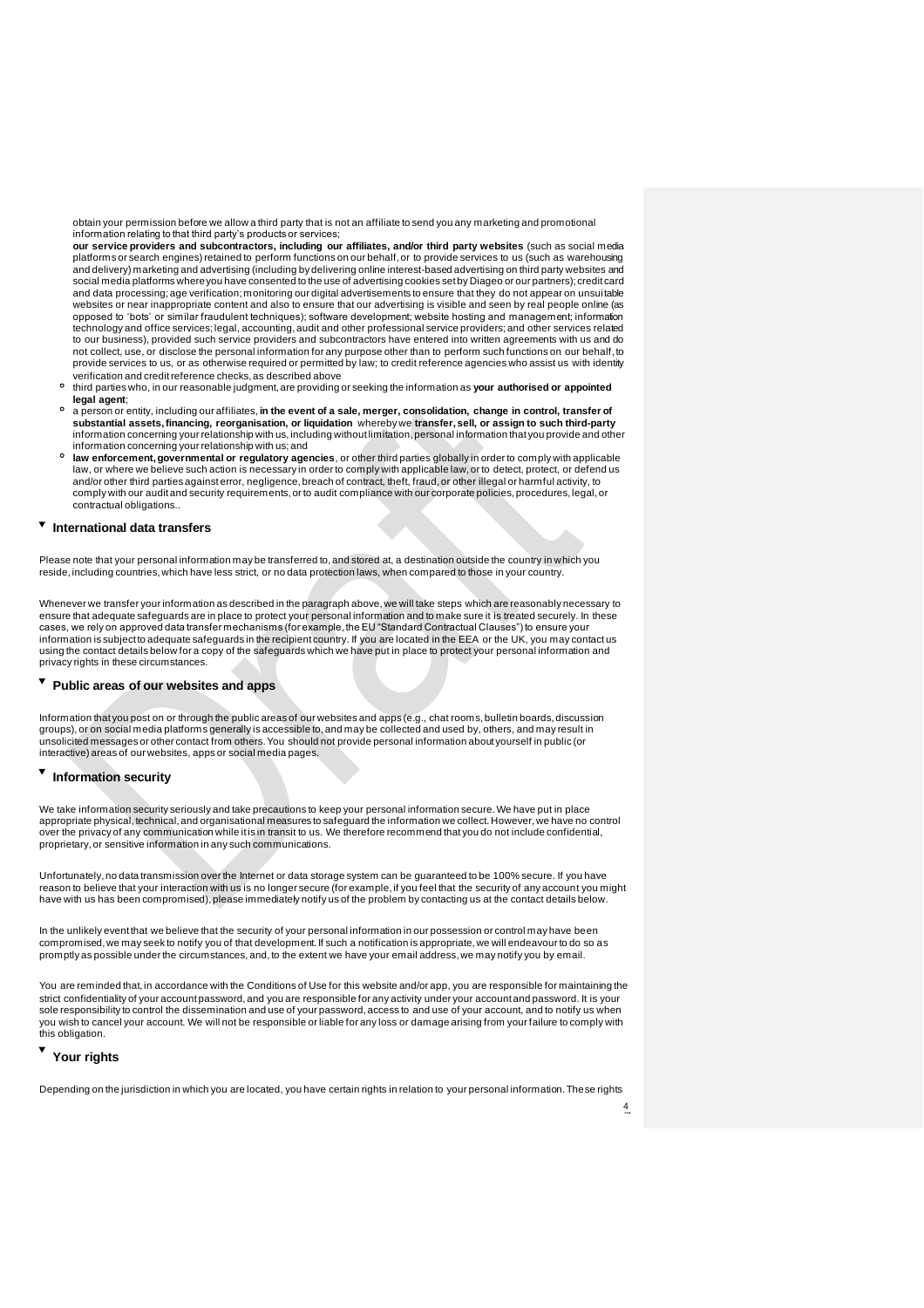obtain your permission before we allow a third party that is not an affiliate to send you any marketing and promotional information relating to that third party's products or services;

**our service providers and subcontractors, including our affiliates, and/or third party websites** (such as social media platforms or search engines) retained to perform functions on our behalf, or to provide services to us (such as warehousing and delivery) marketing and advertising (including by delivering online interest-based advertising on third party websites and social media platforms where you have consented to the use of advertising cookies set by Diageo or our partners); credit card and data processing; age verification; monitoring our digital advertisements to ensure that they do not appear on unsuitable websites or near inappropriate content and also to ensure that our advertising is visible and seen by real people online (as opposed to 'bots' or similar fraudulent techniques); software development; website hosting and management; information technology and office services; legal, accounting, audit and other professional service providers; and other services related to our business), provided such service providers and subcontractors have entered into written agreements with us and do not collect, use, or disclose the personal information for any purpose other than to perform such functions on our behalf, to provide services to us, or as otherwise required or permitted by law; to credit reference agencies who assist us with identity verification and credit reference checks, as described above

- third parties who, in our reasonable judgment, are providing or seeking the information as **your authorised or appointed legal agent**;
- a person or entity, including our affiliates, **in the event of a sale, merger, consolidation, change in control, transfer of substantial assets, financing, reorganisation, or liquidation** whereby we **transfer, sell, or assign to such third-party** information concerning your relationship with us, including without limitation, personal information that you provide and other information concerning your relationship with us; and
- **law enforcement, governmental or regulatory agencies**, or other third parties globally in order to comply with applicable law, or where we believe such action is necessary in order to comply with applicable law, or to detect, protect, or defend us and/or other third parties against error, negligence, breach of contract, theft, fraud, or other illegal or harmful activity, to comply with our audit and security requirements, or to audit compliance with our corporate policies, procedures, legal, or contractual obligations..

## International data transfers

Please note that your personal information may be transferred to, and stored at, a destination outside the country in which you reside, including countries, which have less strict, or no data protection laws, when compared to those in your country.

Whenever we transfer your information as described in the paragraph above, we will take steps which are reasonably necessary to ensure that adequate safeguards are in place to protect your personal information and to make sure it is treated securely. In these cases, we rely on approved data transfer mechanisms (for example, the EU "Standard Contractual Clauses") to ensure your information is subject to adequate safeguards in the recipient country. If you are located in the EEA or the UK, you may contact us using the contact details below for a copy of the safeguards which we have put in place to protect your personal information and privacy rights in these circumstances.

## Public areas of our websites and apps

Information that you post on or through the public areas of our websites and apps (e.g., chat rooms, bulletin boards, discussion groups), or on social media platforms generally is accessible to, and may be collected and used by, others, and may result in unsolicited messages or other contact from others. You should not provide personal information about yourself in public (or interactive) areas of our websites, apps or social media pages.

## Information security

We take information security seriously and take precautions to keep your personal information secure. We have put in place appropriate physical, technical, and organisational measures to safeguard the information we collect. However, we have no control over the privacy of any communication while it is in transit to us. We therefore recommend that you do not include confidential, proprietary, or sensitive information in any such communications.

Unfortunately, no data transmission over the Internet or data storage system can be guaranteed to be 100% secure. If you have reason to believe that your interaction with us is no longer secure (for example, if you feel that the security of any account you might have with us has been compromised), please immediately notify us of the problem by contacting us at the contact details below.

In the unlikely event that we believe that the security of your personal information in our possession or control may have been compromised, we may seek to notify you of that development. If such a notification is appropriate, we will endeavour to do so as promptly as possible under the circumstances, and, to the extent we have your email address, we may notify you by email.

You are reminded that, in accordance with the Conditions of Use for this website and/or app, you are responsible for maintaining the strict confidentiality of your account password, and you are responsible for any activity under your account and password. It is your sole responsibility to control the dissemination and use of your password, access to and use of your account, and to notify us when you wish to cancel your account. We will not be responsible or liable for any loss or damage arising from your failure to comply with this obligation.

## Your rights

Depending on the jurisdiction in which you are located, you have certain rights in relation to your personal information. These rights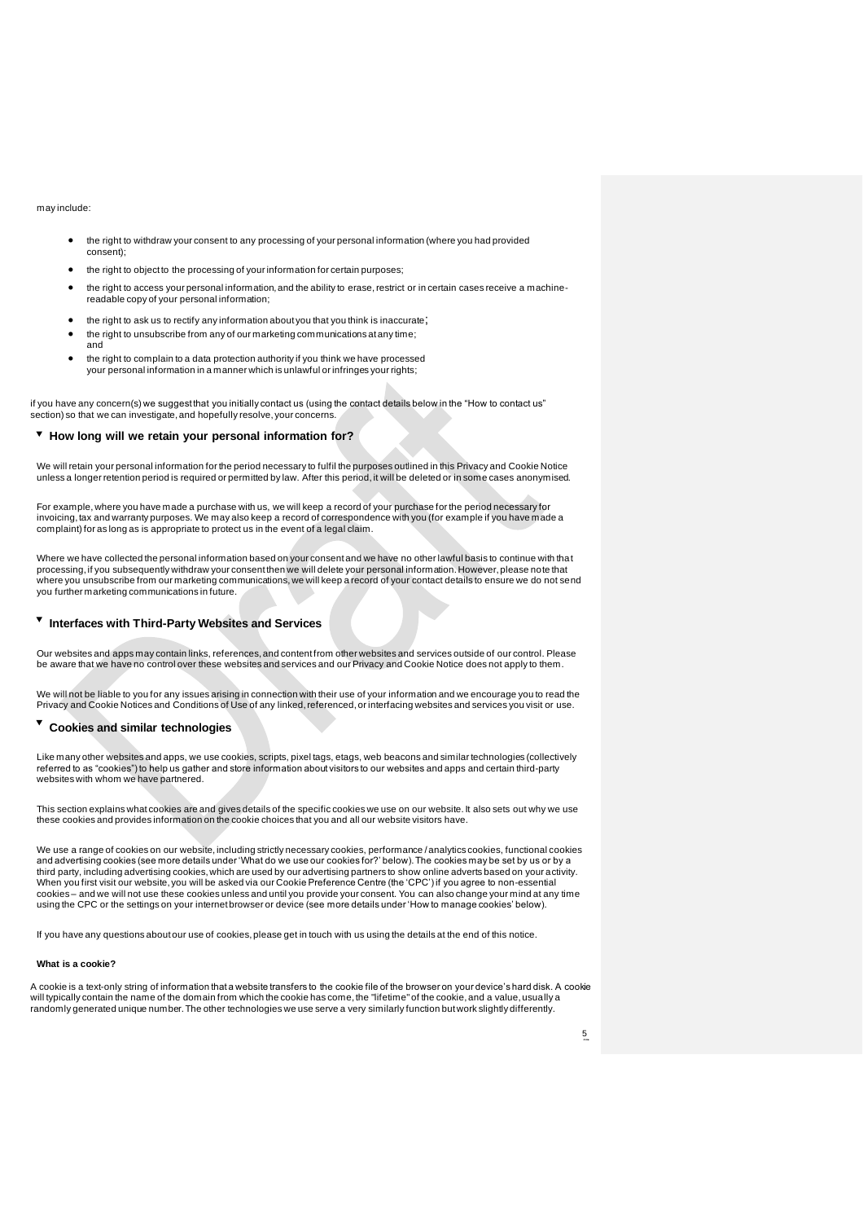may include:

- the right to withdraw your consent to any processing of your personal information (where you had provided consent);
- the right to object to the processing of your information for certain purposes;
- the right to access your personal information, and the ability to erase, restrict or in certain cases receive a machine-readable copy of your personal information;
- the right to ask us to rectify any information about you that you think is inaccurate;
- the right to unsubscribe from any of our marketing communications at any time; and
- the right to complain to a data protection authority if you think we have processed your personal information in a manner which is unlawful or infringes your rights;

if you have any concern(s) we suggest that you initially contact us (using the contact details below in the "How to contact us" section) so that we can investigate, and hopefully resolve, your concerns.

## How long will we retain your personal information for?

We will retain your personal information for the period necessary to fulfil the purposes outlined in this Privacy and Cookie Notice unless a longer retention period is required or permitted by law. After this period, it will be deleted or in some cases anonymised.

For example, where you have made a purchase with us, we will keep a record of your purchase for the period necessary for invoicing, tax and warranty purposes. We may also keep a record of correspondence with you (for example if you have made a complaint) for as long as is appropriate to protect us in the event of a legal claim.

Where we have collected the personal information based on your consent and we have no other lawful basis to continue with that processing, if you subsequently withdraw your consent then we will delete your personal information. However, please note that where you unsubscribe from our marketing communications, we will keep a record of your contact details to ensure we do not send you further marketing communications in future.

## Interfaces with Third-Party Websites and Services

Our websites and apps may contain links, references, and content from other websites and services outside of our control. Please be aware that we have no control over these websites and services and our Privacy and Cookie Notice does not apply to them.

We will not be liable to you for any issues arising in connection with their use of your information and we encourage you to read the Privacy and Cookie Notices and Conditions of Use of any linked, referenced, or interfacing websites and services you visit or use.

## Cookies and similar technologies

Like many other websites and apps, we use cookies, scripts, pixel tags, etags, web beacons and similar technologies (collectively referred to as "cookies") to help us gather and store information about visitors to our websites and apps and certain third-party websites with whom we have partnered.

This section explains what cookies are and gives details of the specific cookies we use on our website. It also sets out why we use these cookies and provides information on the cookie choices that you and all our website visitors have.

We use a range of cookies on our website, including strictly necessary cookies, performance / analytics cookies, functional cookies and advertising cookies (see more details under 'What do we use our cookies for?' below). The cookies may be set by us or by a third party, including advertising cookies, which are used by our advertising partners to show online adverts based on your activity. When you first visit our website, you will be asked via our Cookie Preference Centre (the 'CPC') if you agree to non-essential cookies – and we will not use these cookies unless and until you provide your consent. You can also change your mind at any time using the CPC or the settings on your internet browser or device (see more details under 'How to manage cookies' below).

If you have any questions about our use of cookies, please get in touch with us using the details at the end of this notice.

### What is a cookie?

A cookie is a text-only string of information that a website transfers to the cookie file of the browser on your device's hard disk. A cookie will typically contain the name of the domain from which the cookie has come, the "lifetime" of the cookie, and a value, usually a randomly generated unique number. The other technologies we use serve a very similarly function but work slightly differently.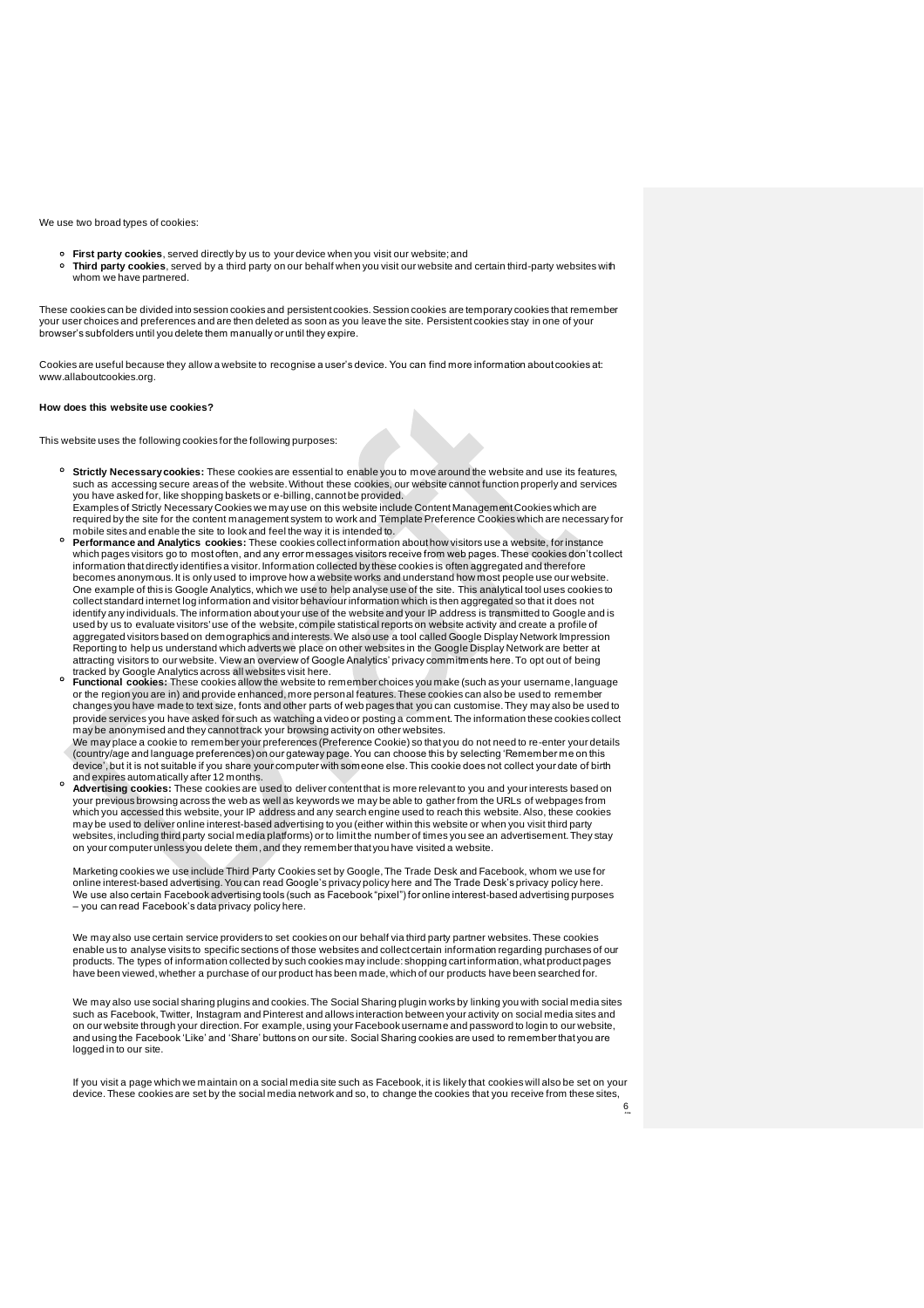We use two broad types of cookies:

- **First party cookies**, served directly by us to your device when you visit our website; and
- **Third party cookies**, served by a third party on our behalf when you visit our website and certain third-party websites with whom we have partnered.

These cookies can be divided into session cookies and persistent cookies. Session cookies are temporary cookies that remember your user choices and preferences and are then deleted as soon as you leave the site. Persistent cookies stay in one of your browser's subfolders until you delete them manually or until they expire.

Cookies are useful because they allow a website to recognise a user's device. You can find more information about cookies at: www.allaboutcookies.org.

**How does this website use cookies?**

This website uses the following cookies for the following purposes:

- **Strictly Necessary cookies:** These cookies are essential to enable you to move around the website and use its features, such as accessing secure areas of the website. Without these cookies, our website cannot function properly and services you have asked for, like shopping baskets or e-billing, cannot be provided.
  Examples of Strictly Necessary Cookies we may use on this website include Content Management Cookies which are required by the site for the content management system to work and Template Preference Cookies which are necessary for mobile sites and enable the site to look and feel the way it is intended to.
- **Performance and Analytics cookies:** These cookies collect information about how visitors use a website, for instance which pages visitors go to most often, and any error messages visitors receive from web pages. These cookies don't collect information that directly identifies a visitor. Information collected by these cookies is often aggregated and therefore becomes anonymous. It is only used to improve how a website works and understand how most people use our website. One example of this is Google Analytics, which we use to help analyse use of the site. This analytical tool uses cookies to collect standard internet log information and visitor behaviour information which is then aggregated so that it does not identify any individuals. The information about your use of the website and your IP address is transmitted to Google and is used by us to evaluate visitors' use of the website, compile statistical reports on website activity and create a profile of aggregated visitors based on demographics and interests. We also use a tool called Google Display Network Impression Reporting to help us understand which adverts we place on other websites in the Google Display Network are better at attracting visitors to our website. View an overview of Google Analytics' privacy commitments here. To opt out of being tracked by Google Analytics across all websites visit here.
- **Functional cookies:** These cookies allow the website to remember choices you make (such as your username, language or the region you are in) and provide enhanced, more personal features. These cookies can also be used to remember changes you have made to text size, fonts and other parts of web pages that you can customise. They may also be used to provide services you have asked for such as watching a video or posting a comment. The information these cookies collect may be anonymised and they cannot track your browsing activity on other websites.
  We may place a cookie to remember your preferences (Preference Cookie) so that you do not need to re-enter your details (country/age and language preferences) on our gateway page. You can choose this by selecting 'Remember me on this device', but it is not suitable if you share your computer with someone else. This cookie does not collect your date of birth and expires automatically after 12 months.
- **Advertising cookies:** These cookies are used to deliver content that is more relevant to you and your interests based on your previous browsing across the web as well as keywords we may be able to gather from the URLs of webpages from which you accessed this website, your IP address and any search engine used to reach this website. Also, these cookies may be used to deliver online interest-based advertising to you (either within this website or when you visit third party websites, including third party social media platforms) or to limit the number of times you see an advertisement. They stay on your computer unless you delete them, and they remember that you have visited a website.

  Marketing cookies we use include Third Party Cookies set by Google, The Trade Desk and Facebook, whom we use for online interest-based advertising. You can read Google's privacy policy here and The Trade Desk's privacy policy here. We use also certain Facebook advertising tools (such as Facebook "pixel") for online interest-based advertising purposes – you can read Facebook's data privacy policy here.

  We may also use certain service providers to set cookies on our behalf via third party partner websites. These cookies enable us to analyse visits to specific sections of those websites and collect certain information regarding purchases of our products. The types of information collected by such cookies may include: shopping cart information, what product pages have been viewed, whether a purchase of our product has been made, which of our products have been searched for.

  We may also use social sharing plugins and cookies. The Social Sharing plugin works by linking you with social media sites such as Facebook, Twitter, Instagram and Pinterest and allows interaction between your activity on social media sites and on our website through your direction. For example, using your Facebook username and password to login to our website, and using the Facebook 'Like' and 'Share' buttons on our site. Social Sharing cookies are used to remember that you are logged in to our site.

  If you visit a page which we maintain on a social media site such as Facebook, it is likely that cookies will also be set on your device. These cookies are set by the social media network and so, to change the cookies that you receive from these sites,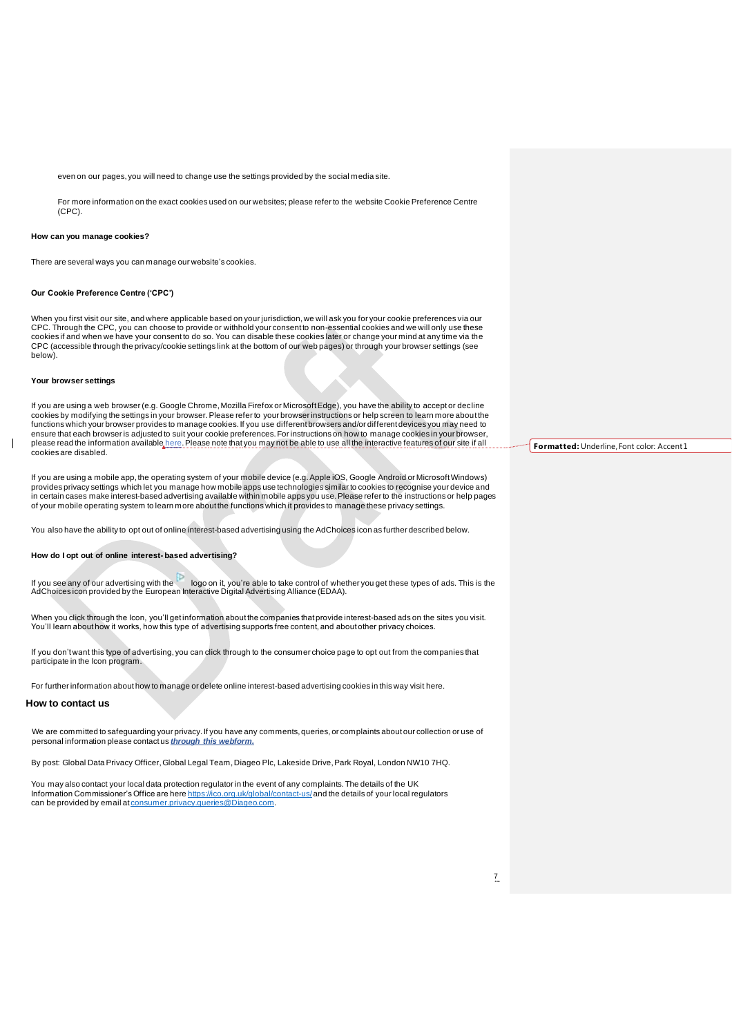even on our pages, you will need to change use the settings provided by the social media site.

For more information on the exact cookies used on our websites; please refer to the website Cookie Preference Centre (CPC).

**How can you manage cookies?**

There are several ways you can manage our website's cookies.

**Our Cookie Preference Centre ('CPC')**

When you first visit our site, and where applicable based on your jurisdiction, we will ask you for your cookie preferences via our CPC. Through the CPC, you can choose to provide or withhold your consent to non-essential cookies and we will only use these cookies if and when we have your consent to do so. You can disable these cookies later or change your mind at any time via the CPC (accessible through the privacy/cookie settings link at the bottom of our web pages) or through your browser settings (see below).

**Your browser settings**

If you are using a web browser (e.g. Google Chrome, Mozilla Firefox or Microsoft Edge), you have the ability to accept or decline cookies by modifying the settings in your browser. Please refer to your browser instructions or help screen to learn more about the functions which your browser provides to manage cookies. If you use different browsers and/or different devices you may need to ensure that each browser is adjusted to suit your cookie preferences. For instructions on how to manage cookies in your browser, please read the information available here. Please note that you may not be able to use all the interactive features of our site if all cookies are disabled.

If you are using a mobile app, the operating system of your mobile device (e.g. Apple iOS, Google Android or Microsoft Windows) provides privacy settings which let you manage how mobile apps use technologies similar to cookies to recognise your device and in certain cases make interest-based advertising available within mobile apps you use. Please refer to the instructions or help pages of your mobile operating system to learn more about the functions which it provides to manage these privacy settings.

You also have the ability to opt out of online interest-based advertising using the AdChoices icon as further described below.

**How do I opt out of online interest-based advertising?**

If you see any of our advertising with the logo on it, you're able to take control of whether you get these types of ads. This is the AdChoices icon provided by the European Interactive Digital Advertising Alliance (EDAA).

When you click through the Icon, you'll get information about the companies that provide interest-based ads on the sites you visit. You'll learn about how it works, how this type of advertising supports free content, and about other privacy choices.

If you don't want this type of advertising, you can click through to the consumer choice page to opt out from the companies that participate in the Icon program.

For further information about how to manage or delete online interest-based advertising cookies in this way visit here.

## How to contact us

We are committed to safeguarding your privacy. If you have any comments, queries, or complaints about our collection or use of personal information please contact us ***through this webform.***

By post: Global Data Privacy Officer, Global Legal Team, Diageo Plc, Lakeside Drive, Park Royal, London NW10 7HQ.

You may also contact your local data protection regulator in the event of any complaints. The details of the UK Information Commissioner's Office are here https://ico.org.uk/global/contact-us/ and the details of your local regulators can be provided by email at consumer.privacy.queries@Diageo.com.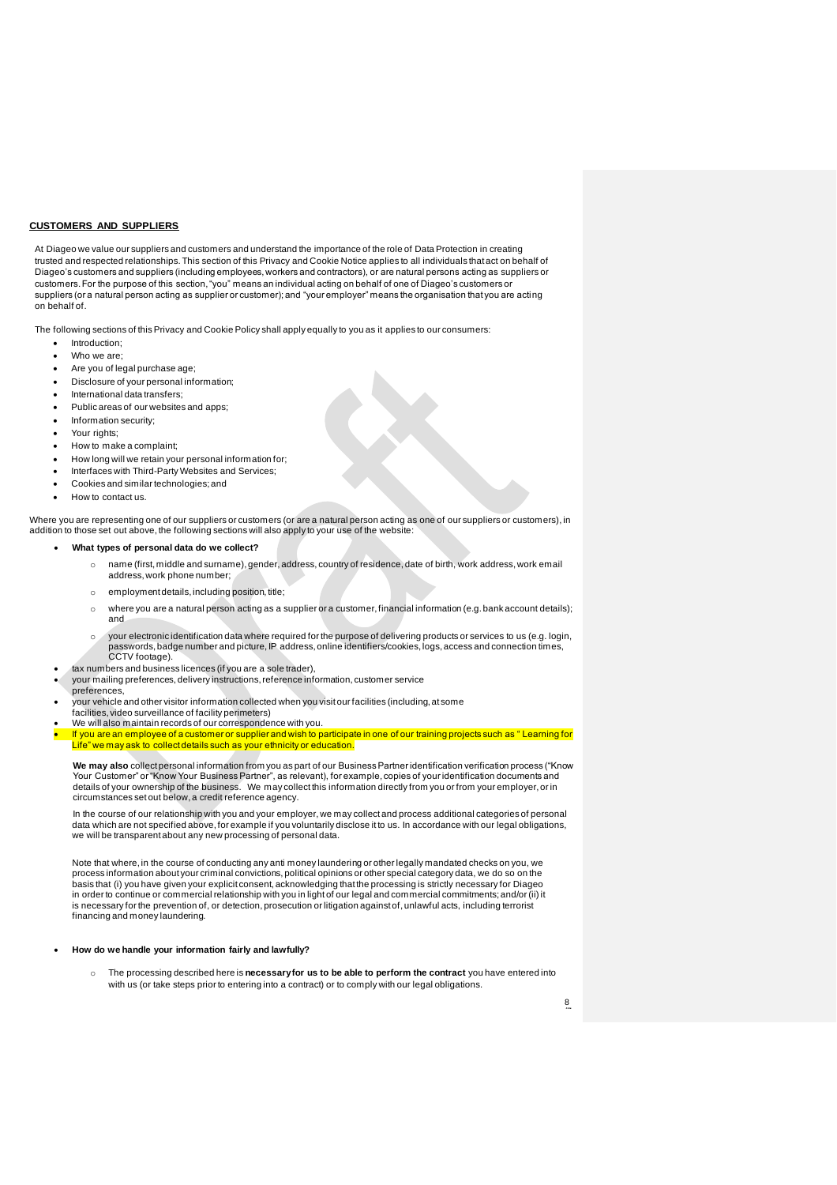## CUSTOMERS AND SUPPLIERS

At Diageo we value our suppliers and customers and understand the importance of the role of Data Protection in creating trusted and respected relationships. This section of this Privacy and Cookie Notice applies to all individuals that act on behalf of Diageo's customers and suppliers (including employees, workers and contractors), or are natural persons acting as suppliers or customers. For the purpose of this section, "you" means an individual acting on behalf of one of Diageo's customers or suppliers (or a natural person acting as supplier or customer); and "your employer" means the organisation that you are acting on behalf of.

The following sections of this Privacy and Cookie Policy shall apply equally to you as it applies to our consumers:

- Introduction;
- Who we are;
- Are you of legal purchase age;
- Disclosure of your personal information;
- International data transfers;
- Public areas of our websites and apps;
- Information security;
- Your rights;
- How to make a complaint;
- How long will we retain your personal information for;
- Interfaces with Third-Party Websites and Services;
- Cookies and similar technologies; and
- How to contact us.

Where you are representing one of our suppliers or customers (or are a natural person acting as one of our suppliers or customers), in addition to those set out above, the following sections will also apply to your use of the website:

- **What types of personal data do we collect?**
    - name (first, middle and surname), gender, address, country of residence, date of birth, work address, work email address, work phone number;
    - employment details, including position, title;
    - where you are a natural person acting as a supplier or a customer, financial information (e.g. bank account details); and
    - your electronic identification data where required for the purpose of delivering products or services to us (e.g. login, passwords, badge number and picture, IP address, online identifiers/cookies, logs, access and connection times, CCTV footage).
- tax numbers and business licences (if you are a sole trader),
- your mailing preferences, delivery instructions, reference information, customer service preferences,
- your vehicle and other visitor information collected when you visit our facilities (including, at some facilities, video surveillance of facility perimeters)
- We will also maintain records of our correspondence with you.
- If you are an employee of a customer or supplier and wish to participate in one of our training projects such as " Learning for Life" we may ask to collect details such as your ethnicity or education.

**We may also** collect personal information from you as part of our Business Partner identification verification process ("Know Your Customer" or "Know Your Business Partner", as relevant), for example, copies of your identification documents and details of your ownership of the business. We may collect this information directly from you or from your employer, or in circumstances set out below, a credit reference agency.

In the course of our relationship with you and your employer, we may collect and process additional categories of personal data which are not specified above, for example if you voluntarily disclose it to us. In accordance with our legal obligations, we will be transparent about any new processing of personal data.

Note that where, in the course of conducting any anti money laundering or other legally mandated checks on you, we process information about your criminal convictions, political opinions or other special category data, we do so on the basis that (i) you have given your explicit consent, acknowledging that the processing is strictly necessary for Diageo in order to continue or commercial relationship with you in light of our legal and commercial commitments; and/or (ii) it is necessary for the prevention of, or detection, prosecution or litigation against of, unlawful acts, including terrorist financing and money laundering.

- **How do we handle your information fairly and lawfully?**
    - The processing described here is **necessary for us to be able to perform the contract** you have entered into with us (or take steps prior to entering into a contract) or to comply with our legal obligations.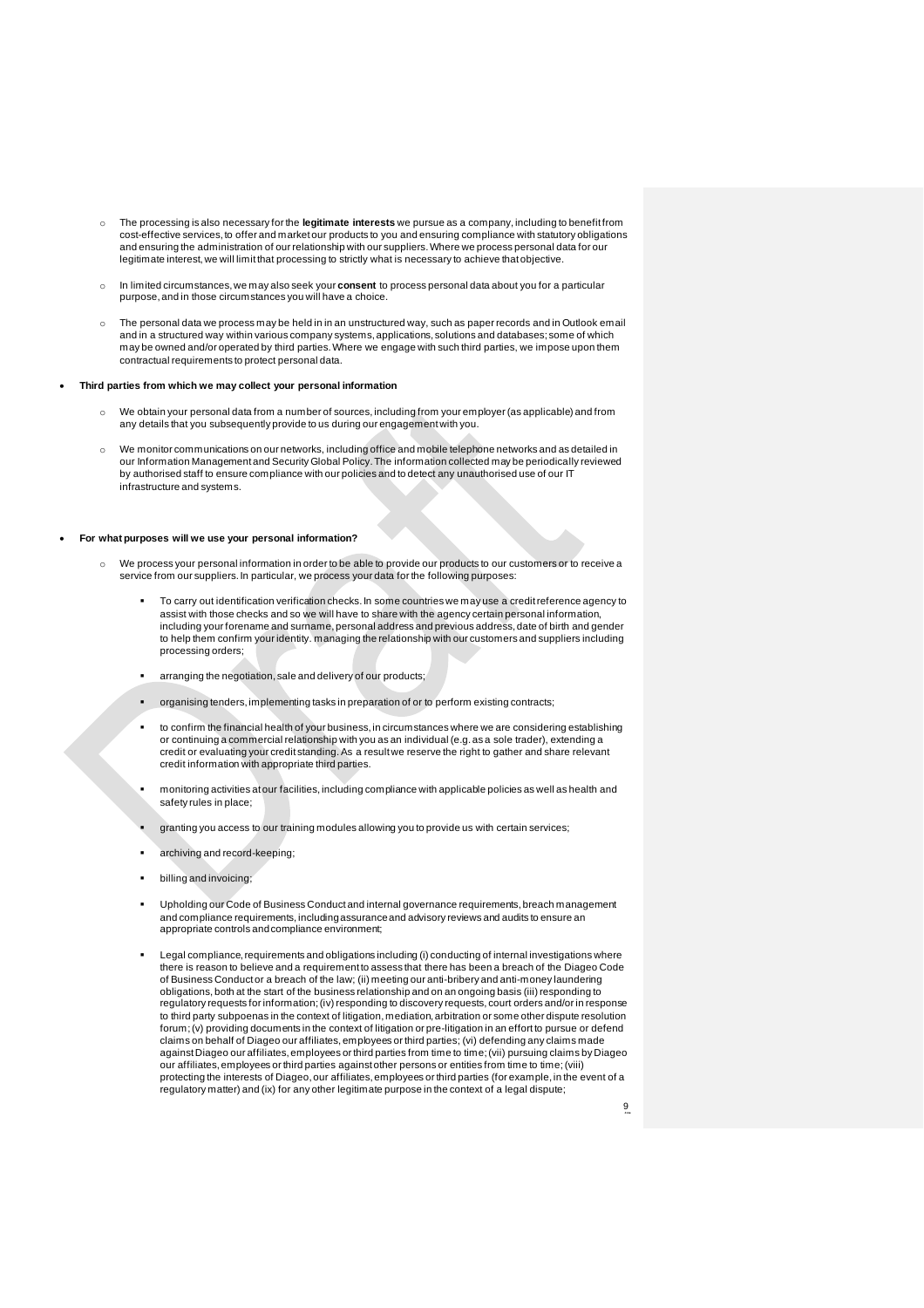- The processing is also necessary for the **legitimate interests** we pursue as a company, including to benefit from cost-effective services, to offer and market our products to you and ensuring compliance with statutory obligations and ensuring the administration of our relationship with our suppliers. Where we process personal data for our legitimate interest, we will limit that processing to strictly what is necessary to achieve that objective.

- In limited circumstances, we may also seek your **consent** to process personal data about you for a particular purpose, and in those circumstances you will have a choice.

- The personal data we process may be held in in an unstructured way, such as paper records and in Outlook email and in a structured way within various company systems, applications, solutions and databases; some of which may be owned and/or operated by third parties. Where we engage with such third parties, we impose upon them contractual requirements to protect personal data.

- **Third parties from which we may collect your personal information**

  - We obtain your personal data from a number of sources, including from your employer (as applicable) and from any details that you subsequently provide to us during our engagement with you.

  - We monitor communications on our networks, including office and mobile telephone networks and as detailed in our Information Management and Security Global Policy. The information collected may be periodically reviewed by authorised staff to ensure compliance with our policies and to detect any unauthorised use of our IT infrastructure and systems.

- **For what purposes will we use your personal information?**

  - We process your personal information in order to be able to provide our products to our customers or to receive a service from our suppliers. In particular, we process your data for the following purposes:

    - To carry out identification verification checks. In some countries we may use a credit reference agency to assist with those checks and so we will have to share with the agency certain personal information, including your forename and surname, personal address and previous address, date of birth and gender to help them confirm your identity. managing the relationship with our customers and suppliers including processing orders;

    - arranging the negotiation, sale and delivery of our products;

    - organising tenders, implementing tasks in preparation of or to perform existing contracts;

    - to confirm the financial health of your business, in circumstances where we are considering establishing or continuing a commercial relationship with you as an individual (e.g. as a sole trader), extending a credit or evaluating your credit standing. As a result we reserve the right to gather and share relevant credit information with appropriate third parties.

    - monitoring activities at our facilities, including compliance with applicable policies as well as health and safety rules in place;

    - granting you access to our training modules allowing you to provide us with certain services;

    - archiving and record-keeping;

    - billing and invoicing;

    - Upholding our Code of Business Conduct and internal governance requirements, breach management and compliance requirements, including assurance and advisory reviews and audits to ensure an appropriate controls and compliance environment;

    - Legal compliance, requirements and obligations including (i) conducting of internal investigations where there is reason to believe and a requirement to assess that there has been a breach of the Diageo Code of Business Conduct or a breach of the law; (ii) meeting our anti-bribery and anti-money laundering obligations, both at the start of the business relationship and on an ongoing basis (iii) responding to regulatory requests for information; (iv) responding to discovery requests, court orders and/or in response to third party subpoenas in the context of litigation, mediation, arbitration or some other dispute resolution forum; (v) providing documents in the context of litigation or pre-litigation in an effort to pursue or defend claims on behalf of Diageo our affiliates, employees or third parties; (vi) defending any claims made against Diageo our affiliates, employees or third parties from time to time; (vii) pursuing claims by Diageo our affiliates, employees or third parties against other persons or entities from time to time; (viii) protecting the interests of Diageo, our affiliates, employees or third parties (for example, in the event of a regulatory matter) and (ix) for any other legitimate purpose in the context of a legal dispute;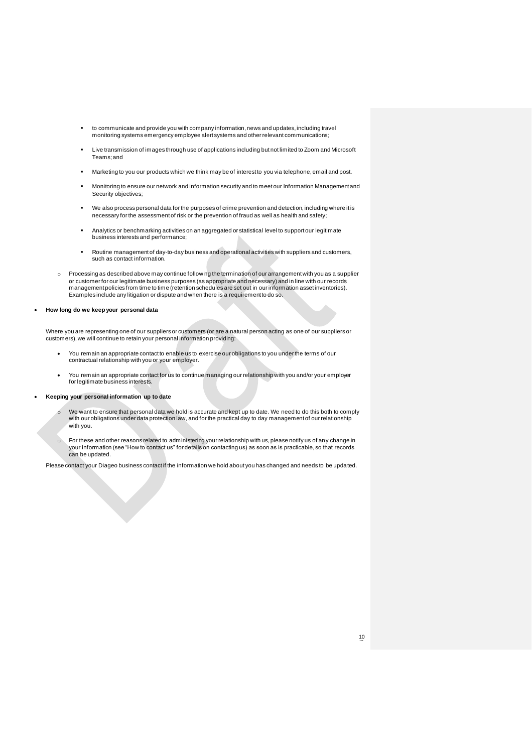- to communicate and provide you with company information, news and updates, including travel monitoring systems emergency employee alert systems and other relevant communications;

  - Live transmission of images through use of applications including but not limited to Zoom and Microsoft Teams; and

  - Marketing to you our products which we think may be of interest to you via telephone, email and post.

  - Monitoring to ensure our network and information security and to meet our Information Management and Security objectives;

  - We also process personal data for the purposes of crime prevention and detection, including where it is necessary for the assessment of risk or the prevention of fraud as well as health and safety;

  - Analytics or benchmarking activities on an aggregated or statistical level to support our legitimate business interests and performance;

  - Routine management of day-to-day business and operational activities with suppliers and customers, such as contact information.

- Processing as described above may continue following the termination of our arrangement with you as a supplier or customer for our legitimate business purposes (as appropriate and necessary) and in line with our records management policies from time to time (retention schedules are set out in our information asset inventories). Examples include any litigation or dispute and when there is a requirement to do so.

- **How long do we keep your personal data**

Where you are representing one of our suppliers or customers (or are a natural person acting as one of our suppliers or customers), we will continue to retain your personal information providing:

- You remain an appropriate contact to enable us to exercise our obligations to you under the terms of our contractual relationship with you or your employer.

- You remain an appropriate contact for us to continue managing our relationship with you and/or your employer for legitimate business interests.

- **Keeping your personal information up to date**

  - We want to ensure that personal data we hold is accurate and kept up to date. We need to do this both to comply with our obligations under data protection law, and for the practical day to day management of our relationship with you.

  - For these and other reasons related to administering your relationship with us, please notify us of any change in your information (see "How to contact us" for details on contacting us) as soon as is practicable, so that records can be updated.

Please contact your Diageo business contact if the information we hold about you has changed and needs to be updated.